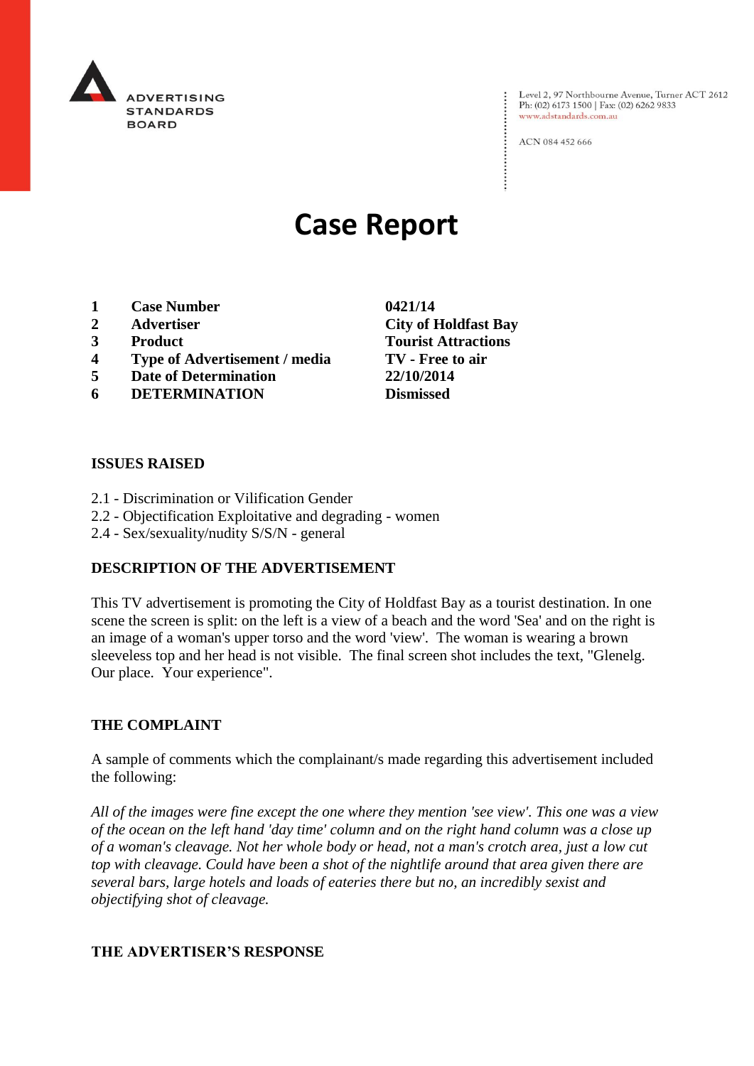ADVERTISING STANDARDS BOARD

Level 2, 97 Northbourne Avenue, Turner ACT 2612
Ph: (02) 6173 1500 | Fax: (02) 6262 9833
www.adstandards.com.au

ACN 084 452 666

# Case Report

| | | |
|---|---|---|
| **1** | **Case Number** | **0421/14** |
| **2** | **Advertiser** | **City of Holdfast Bay** |
| **3** | **Product** | **Tourist Attractions** |
| **4** | **Type of Advertisement / media** | **TV - Free to air** |
| **5** | **Date of Determination** | **22/10/2014** |
| **6** | **DETERMINATION** | **Dismissed** |

**ISSUES RAISED**

2.1 - Discrimination or Vilification Gender
2.2 - Objectification Exploitative and degrading - women
2.4 - Sex/sexuality/nudity S/S/N - general

**DESCRIPTION OF THE ADVERTISEMENT**

This TV advertisement is promoting the City of Holdfast Bay as a tourist destination. In one scene the screen is split: on the left is a view of a beach and the word 'Sea' and on the right is an image of a woman's upper torso and the word 'view'. The woman is wearing a brown sleeveless top and her head is not visible. The final screen shot includes the text, "Glenelg. Our place. Your experience".

**THE COMPLAINT**

A sample of comments which the complainant/s made regarding this advertisement included the following:

*All of the images were fine except the one where they mention 'see view'. This one was a view of the ocean on the left hand 'day time' column and on the right hand column was a close up of a woman's cleavage. Not her whole body or head, not a man's crotch area, just a low cut top with cleavage. Could have been a shot of the nightlife around that area given there are several bars, large hotels and loads of eateries there but no, an incredibly sexist and objectifying shot of cleavage.*

**THE ADVERTISER'S RESPONSE**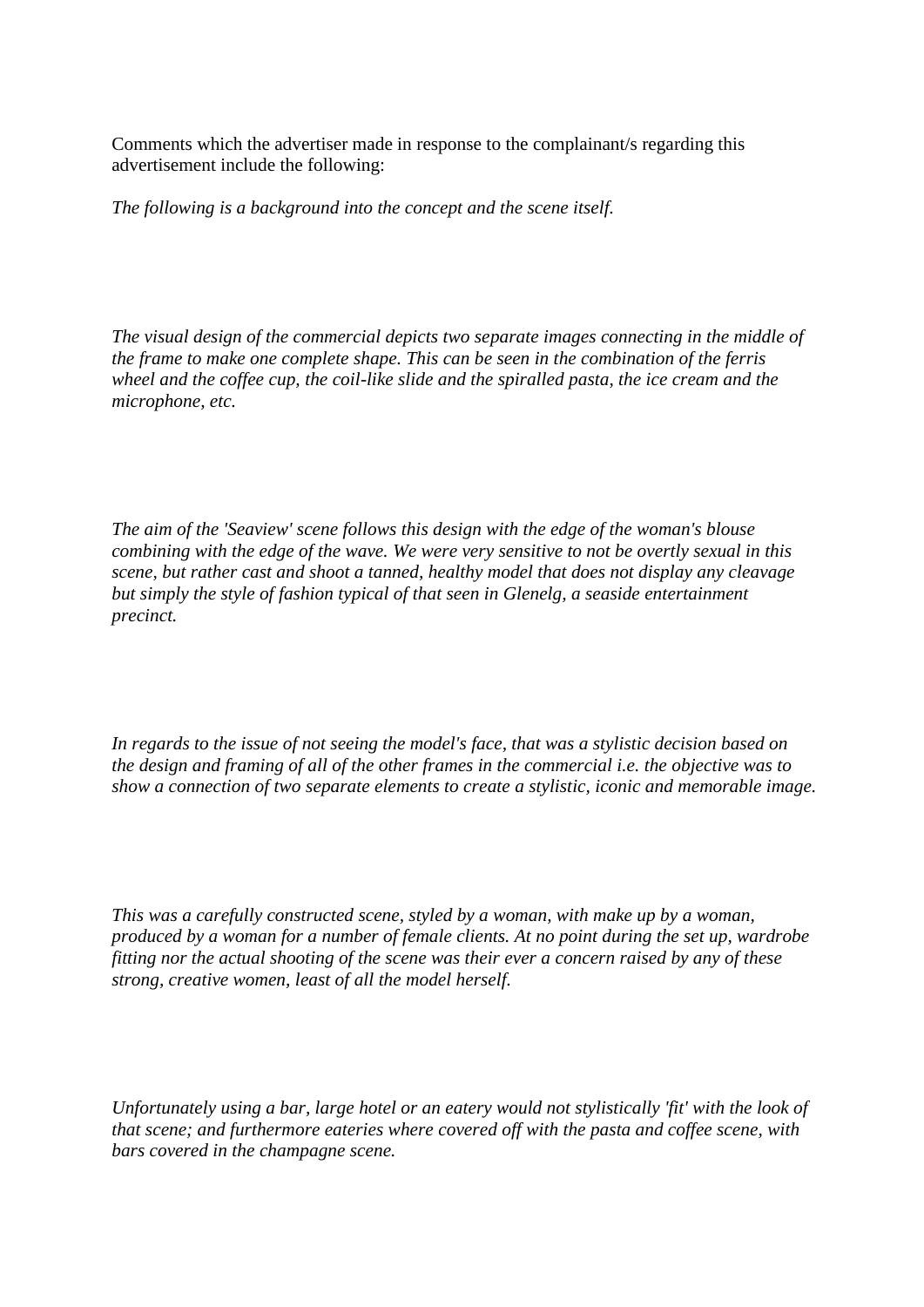Comments which the advertiser made in response to the complainant/s regarding this advertisement include the following:

*The following is a background into the concept and the scene itself.*

*The visual design of the commercial depicts two separate images connecting in the middle of the frame to make one complete shape. This can be seen in the combination of the ferris wheel and the coffee cup, the coil-like slide and the spiralled pasta, the ice cream and the microphone, etc.*

*The aim of the 'Seaview' scene follows this design with the edge of the woman's blouse combining with the edge of the wave. We were very sensitive to not be overtly sexual in this scene, but rather cast and shoot a tanned, healthy model that does not display any cleavage but simply the style of fashion typical of that seen in Glenelg, a seaside entertainment precinct.*

*In regards to the issue of not seeing the model's face, that was a stylistic decision based on the design and framing of all of the other frames in the commercial i.e. the objective was to show a connection of two separate elements to create a stylistic, iconic and memorable image.*

*This was a carefully constructed scene, styled by a woman, with make up by a woman, produced by a woman for a number of female clients. At no point during the set up, wardrobe fitting nor the actual shooting of the scene was their ever a concern raised by any of these strong, creative women, least of all the model herself.*

*Unfortunately using a bar, large hotel or an eatery would not stylistically 'fit' with the look of that scene; and furthermore eateries where covered off with the pasta and coffee scene, with bars covered in the champagne scene.*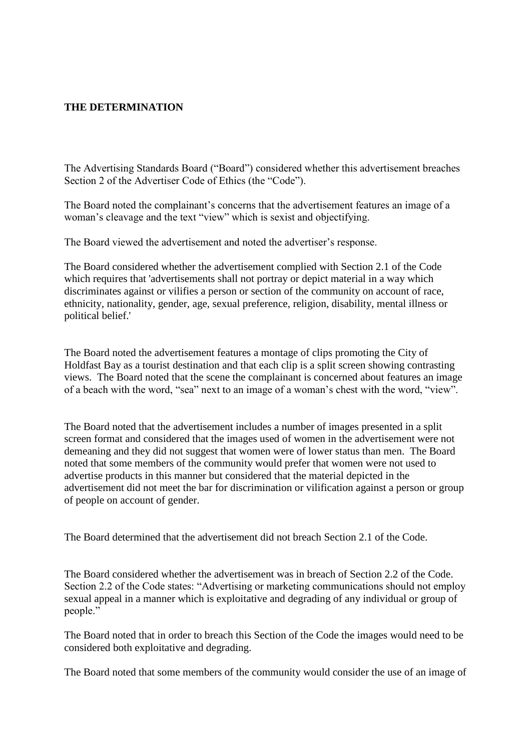**THE DETERMINATION**

The Advertising Standards Board ("Board") considered whether this advertisement breaches Section 2 of the Advertiser Code of Ethics (the "Code").

The Board noted the complainant's concerns that the advertisement features an image of a woman's cleavage and the text "view" which is sexist and objectifying.

The Board viewed the advertisement and noted the advertiser's response.

The Board considered whether the advertisement complied with Section 2.1 of the Code which requires that 'advertisements shall not portray or depict material in a way which discriminates against or vilifies a person or section of the community on account of race, ethnicity, nationality, gender, age, sexual preference, religion, disability, mental illness or political belief.'

The Board noted the advertisement features a montage of clips promoting the City of Holdfast Bay as a tourist destination and that each clip is a split screen showing contrasting views. The Board noted that the scene the complainant is concerned about features an image of a beach with the word, "sea" next to an image of a woman's chest with the word, "view".

The Board noted that the advertisement includes a number of images presented in a split screen format and considered that the images used of women in the advertisement were not demeaning and they did not suggest that women were of lower status than men. The Board noted that some members of the community would prefer that women were not used to advertise products in this manner but considered that the material depicted in the advertisement did not meet the bar for discrimination or vilification against a person or group of people on account of gender.

The Board determined that the advertisement did not breach Section 2.1 of the Code.

The Board considered whether the advertisement was in breach of Section 2.2 of the Code. Section 2.2 of the Code states: "Advertising or marketing communications should not employ sexual appeal in a manner which is exploitative and degrading of any individual or group of people."

The Board noted that in order to breach this Section of the Code the images would need to be considered both exploitative and degrading.

The Board noted that some members of the community would consider the use of an image of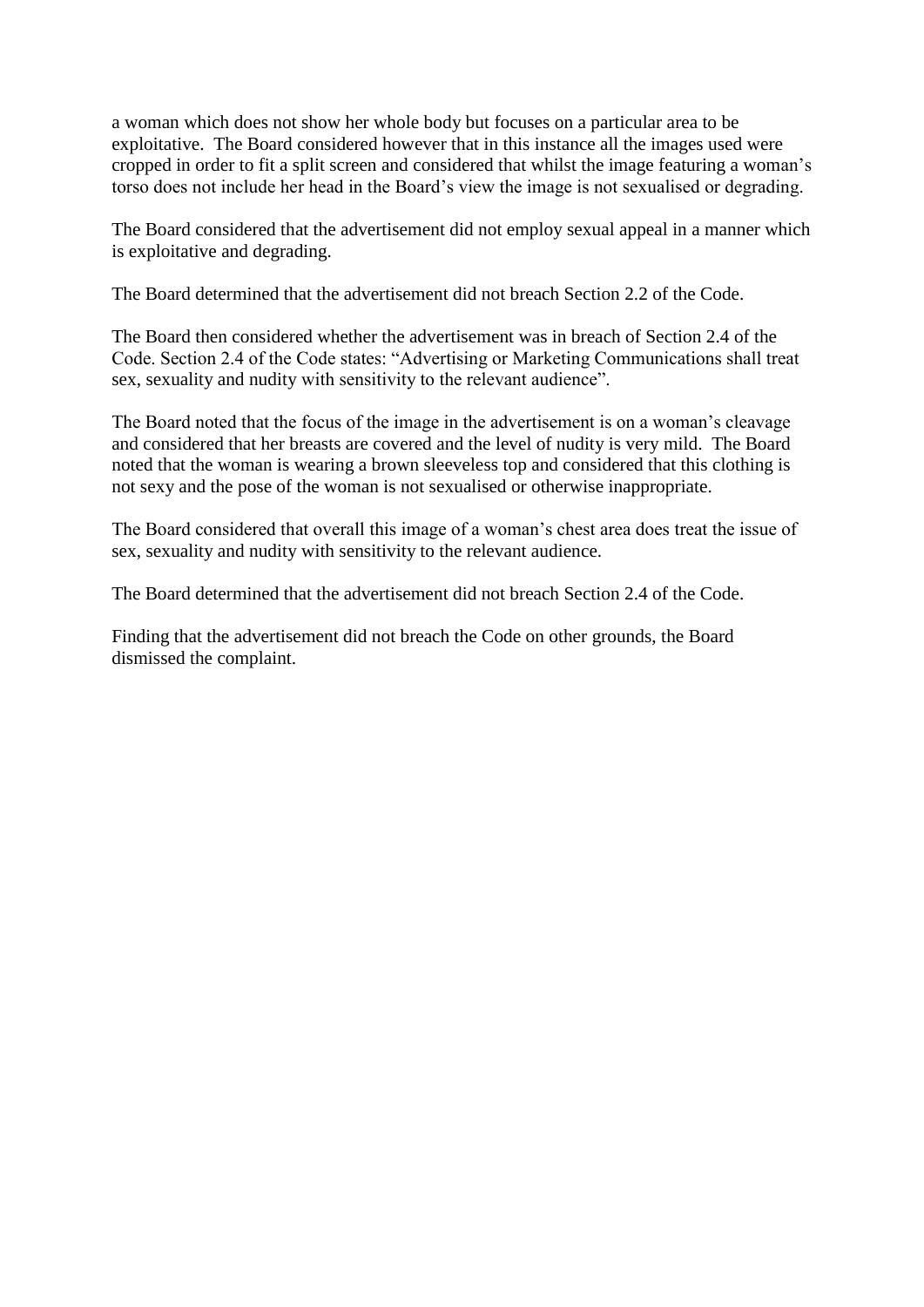a woman which does not show her whole body but focuses on a particular area to be exploitative. The Board considered however that in this instance all the images used were cropped in order to fit a split screen and considered that whilst the image featuring a woman's torso does not include her head in the Board's view the image is not sexualised or degrading.

The Board considered that the advertisement did not employ sexual appeal in a manner which is exploitative and degrading.

The Board determined that the advertisement did not breach Section 2.2 of the Code.

The Board then considered whether the advertisement was in breach of Section 2.4 of the Code. Section 2.4 of the Code states: "Advertising or Marketing Communications shall treat sex, sexuality and nudity with sensitivity to the relevant audience".

The Board noted that the focus of the image in the advertisement is on a woman's cleavage and considered that her breasts are covered and the level of nudity is very mild. The Board noted that the woman is wearing a brown sleeveless top and considered that this clothing is not sexy and the pose of the woman is not sexualised or otherwise inappropriate.

The Board considered that overall this image of a woman's chest area does treat the issue of sex, sexuality and nudity with sensitivity to the relevant audience.

The Board determined that the advertisement did not breach Section 2.4 of the Code.

Finding that the advertisement did not breach the Code on other grounds, the Board dismissed the complaint.